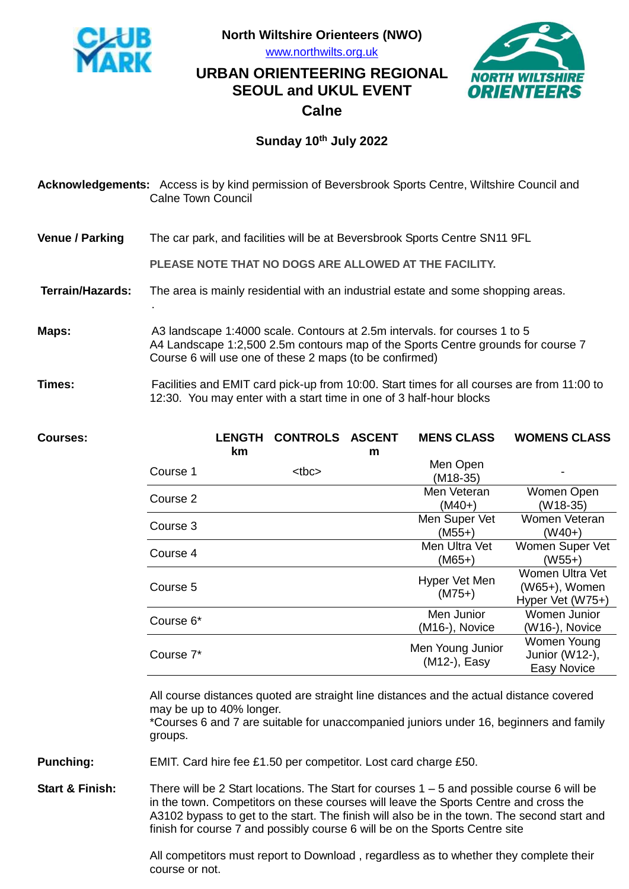# North Wiltshire Orienteers (NWO)

www.northwilts.org.uk

## URBAN ORIENTEERING REGIONAL SEOUL and UKUL EVENT

## Calne

### Sunday 10th July 2022

**Acknowledgements:** Access is by kind permission of Beversbrook Sports Centre, Wiltshire Council and Calne Town Council

**Venue / Parking** The car park, and facilities will be at Beversbrook Sports Centre SN11 9FL

**PLEASE NOTE THAT NO DOGS ARE ALLOWED AT THE FACILITY.**

**Terrain/Hazards:** The area is mainly residential with an industrial estate and some shopping areas.

**Maps:** A3 landscape 1:4000 scale. Contours at 2.5m intervals. for courses 1 to 5
A4 Landscape 1:2,500 2.5m contours map of the Sports Centre grounds for course 7
Course 6 will use one of these 2 maps (to be confirmed)

**Times:** Facilities and EMIT card pick-up from 10:00. Start times for all courses are from 11:00 to 12:30. You may enter with a start time in one of 3 half-hour blocks

**Courses:**

| | LENGTH km | CONTROLS | ASCENT m | MENS CLASS | WOMENS CLASS |
|---|---|---|---|---|---|
| Course 1 | | <tbc> | | Men Open (M18-35) | - |
| Course 2 | | | | Men Veteran (M40+) | Women Open (W18-35) |
| Course 3 | | | | Men Super Vet (M55+) | Women Veteran (W40+) |
| Course 4 | | | | Men Ultra Vet (M65+) | Women Super Vet (W55+) |
| Course 5 | | | | Hyper Vet Men (M75+) | Women Ultra Vet (W65+), Women Hyper Vet (W75+) |
| Course 6* | | | | Men Junior (M16-), Novice | Women Junior (W16-), Novice |
| Course 7* | | | | Men Young Junior (M12-), Easy | Women Young Junior (W12-), Easy Novice |

All course distances quoted are straight line distances and the actual distance covered may be up to 40% longer.
*Courses 6 and 7 are suitable for unaccompanied juniors under 16, beginners and family groups.

**Punching:** EMIT. Card hire fee £1.50 per competitor. Lost card charge £50.

**Start & Finish:** There will be 2 Start locations. The Start for courses 1 – 5 and possible course 6 will be in the town. Competitors on these courses will leave the Sports Centre and cross the A3102 bypass to get to the start. The finish will also be in the town. The second start and finish for course 7 and possibly course 6 will be on the Sports Centre site

All competitors must report to Download , regardless as to whether they complete their course or not.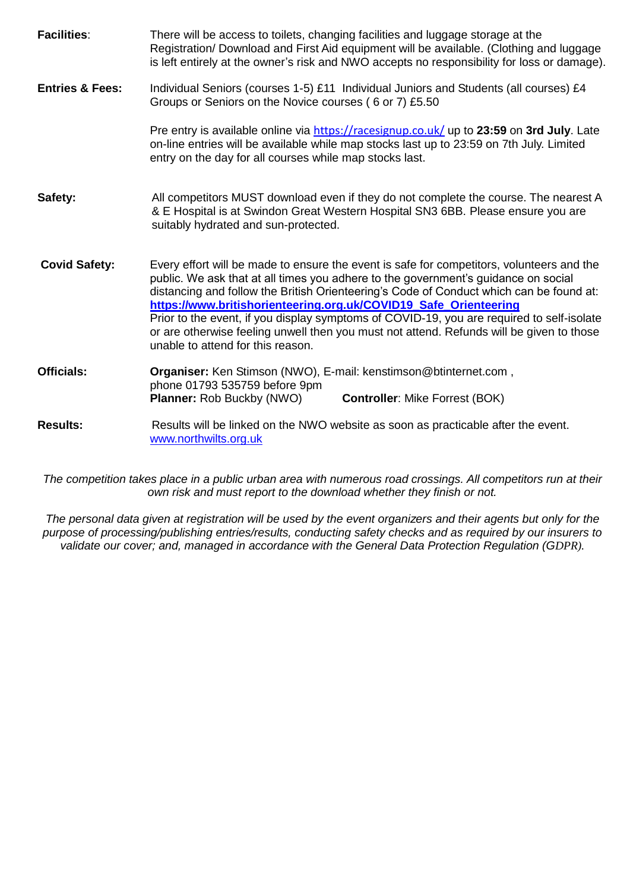**Facilities**: There will be access to toilets, changing facilities and luggage storage at the Registration/ Download and First Aid equipment will be available. (Clothing and luggage is left entirely at the owner's risk and NWO accepts no responsibility for loss or damage).

**Entries & Fees:** Individual Seniors (courses 1-5) £11 Individual Juniors and Students (all courses) £4 Groups or Seniors on the Novice courses ( 6 or 7) £5.50

Pre entry is available online via https://racesignup.co.uk/ up to **23:59** on **3rd July**. Late on-line entries will be available while map stocks last up to 23:59 on 7th July. Limited entry on the day for all courses while map stocks last.

**Safety:** All competitors MUST download even if they do not complete the course. The nearest A & E Hospital is at Swindon Great Western Hospital SN3 6BB. Please ensure you are suitably hydrated and sun-protected.

**Covid Safety:** Every effort will be made to ensure the event is safe for competitors, volunteers and the public. We ask that at all times you adhere to the government's guidance on social distancing and follow the British Orienteering's Code of Conduct which can be found at: **https://www.britishorienteering.org.uk/COVID19_Safe_Orienteering**
Prior to the event, if you display symptoms of COVID-19, you are required to self-isolate or are otherwise feeling unwell then you must not attend. Refunds will be given to those unable to attend for this reason.

**Officials:** **Organiser:** Ken Stimson (NWO), E-mail: kenstimson@btinternet.com , phone 01793 535759 before 9pm
**Planner:** Rob Buckby (NWO) **Controller**: Mike Forrest (BOK)

**Results:** Results will be linked on the NWO website as soon as practicable after the event. www.northwilts.org.uk

*The competition takes place in a public urban area with numerous road crossings. All competitors run at their own risk and must report to the download whether they finish or not.*

*The personal data given at registration will be used by the event organizers and their agents but only for the purpose of processing/publishing entries/results, conducting safety checks and as required by our insurers to validate our cover; and, managed in accordance with the General Data Protection Regulation (GDPR).*